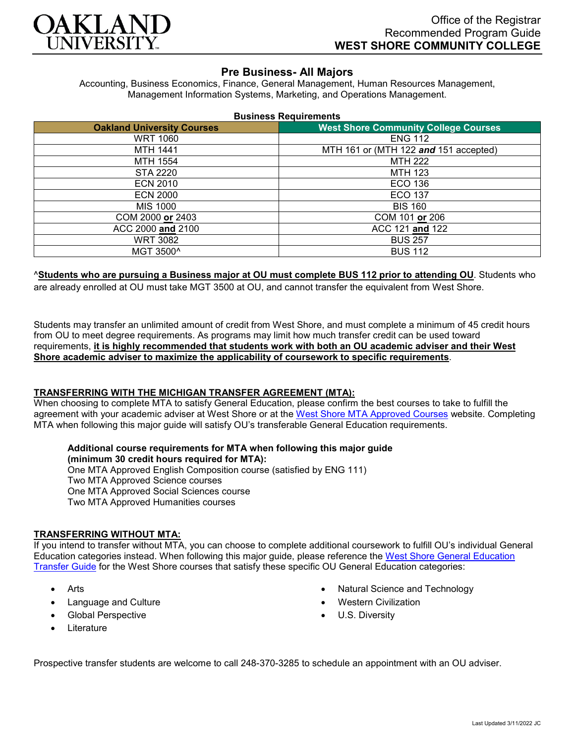Office of the Registrar
Recommended Program Guide
**WEST SHORE COMMUNITY COLLEGE**

# Pre Business- All Majors

Accounting, Business Economics, Finance, General Management, Human Resources Management, Management Information Systems, Marketing, and Operations Management.

**Business Requirements**

| Oakland University Courses | West Shore Community College Courses |
|---|---|
| WRT 1060 | ENG 112 |
| MTH 1441 | MTH 161 or (MTH 122 ***and*** 151 accepted) |
| MTH 1554 | MTH 222 |
| STA 2220 | MTH 123 |
| ECN 2010 | ECO 136 |
| ECN 2000 | ECO 137 |
| MIS 1000 | BIS 160 |
| COM 2000 **or** 2403 | COM 101 **or** 206 |
| ACC 2000 **and** 2100 | ACC 121 **and** 122 |
| WRT 3082 | BUS 257 |
| MGT 3500^ | BUS 112 |

^**Students who are pursuing a Business major at OU must complete BUS 112 prior to attending OU**. Students who are already enrolled at OU must take MGT 3500 at OU, and cannot transfer the equivalent from West Shore.

Students may transfer an unlimited amount of credit from West Shore, and must complete a minimum of 45 credit hours from OU to meet degree requirements. As programs may limit how much transfer credit can be used toward requirements, **it is highly recommended that students work with both an OU academic adviser and their West Shore academic adviser to maximize the applicability of coursework to specific requirements**.

## TRANSFERRING WITH THE MICHIGAN TRANSFER AGREEMENT (MTA):

When choosing to complete MTA to satisfy General Education, please confirm the best courses to take to fulfill the agreement with your academic adviser at West Shore or at the West Shore MTA Approved Courses website. Completing MTA when following this major guide will satisfy OU's transferable General Education requirements.

**Additional course requirements for MTA when following this major guide (minimum 30 credit hours required for MTA):**
One MTA Approved English Composition course (satisfied by ENG 111)
Two MTA Approved Science courses
One MTA Approved Social Sciences course
Two MTA Approved Humanities courses

## TRANSFERRING WITHOUT MTA:

If you intend to transfer without MTA, you can choose to complete additional coursework to fulfill OU's individual General Education categories instead. When following this major guide, please reference the West Shore General Education Transfer Guide for the West Shore courses that satisfy these specific OU General Education categories:

- Arts
- Language and Culture
- Global Perspective
- Literature
- Natural Science and Technology
- Western Civilization
- U.S. Diversity

Prospective transfer students are welcome to call 248-370-3285 to schedule an appointment with an OU adviser.

Last Updated 3/11/2022 JC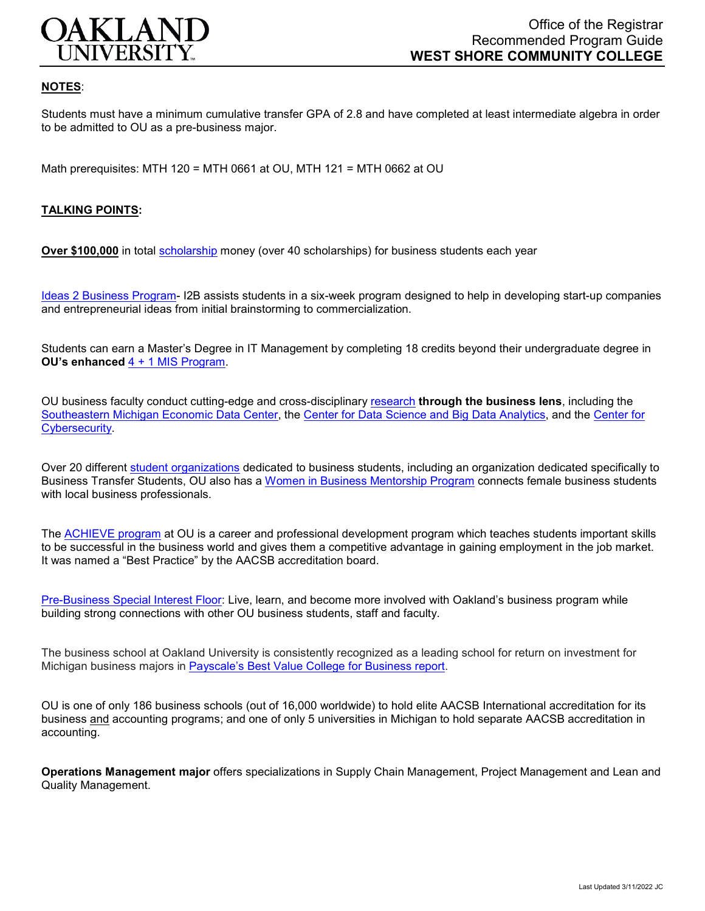**NOTES**:

Students must have a minimum cumulative transfer GPA of 2.8 and have completed at least intermediate algebra in order to be admitted to OU as a pre-business major.

Math prerequisites: MTH 120 = MTH 0661 at OU, MTH 121 = MTH 0662 at OU

**TALKING POINTS:**

**Over $100,000** in total scholarship money (over 40 scholarships) for business students each year

Ideas 2 Business Program- I2B assists students in a six-week program designed to help in developing start-up companies and entrepreneurial ideas from initial brainstorming to commercialization.

Students can earn a Master's Degree in IT Management by completing 18 credits beyond their undergraduate degree in **OU's enhanced** 4 + 1 MIS Program.

OU business faculty conduct cutting-edge and cross-disciplinary research **through the business lens**, including the Southeastern Michigan Economic Data Center, the Center for Data Science and Big Data Analytics, and the Center for Cybersecurity.

Over 20 different student organizations dedicated to business students, including an organization dedicated specifically to Business Transfer Students, OU also has a Women in Business Mentorship Program connects female business students with local business professionals.

The ACHIEVE program at OU is a career and professional development program which teaches students important skills to be successful in the business world and gives them a competitive advantage in gaining employment in the job market. It was named a "Best Practice" by the AACSB accreditation board.

Pre-Business Special Interest Floor: Live, learn, and become more involved with Oakland's business program while building strong connections with other OU business students, staff and faculty.

The business school at Oakland University is consistently recognized as a leading school for return on investment for Michigan business majors in Payscale's Best Value College for Business report.

OU is one of only 186 business schools (out of 16,000 worldwide) to hold elite AACSB International accreditation for its business and accounting programs; and one of only 5 universities in Michigan to hold separate AACSB accreditation in accounting.

**Operations Management major** offers specializations in Supply Chain Management, Project Management and Lean and Quality Management.